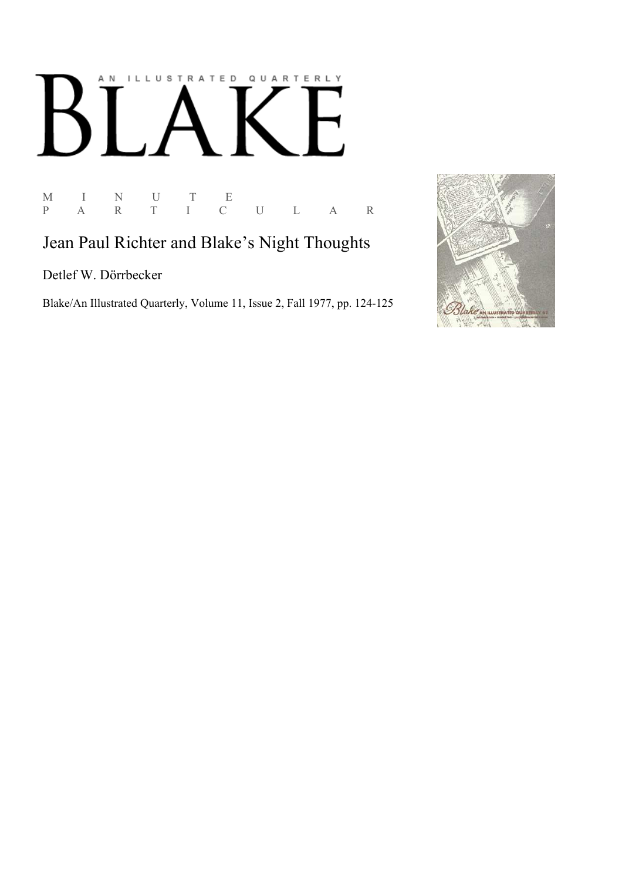# BLAKE

AN ILLUSTRATED QUARTERLY

M I N U T E
P A R T I C U L A R

## Jean Paul Richter and Blake's Night Thoughts

Detlef W. Dörrbecker

Blake/An Illustrated Quarterly, Volume 11, Issue 2, Fall 1977, pp. 124-125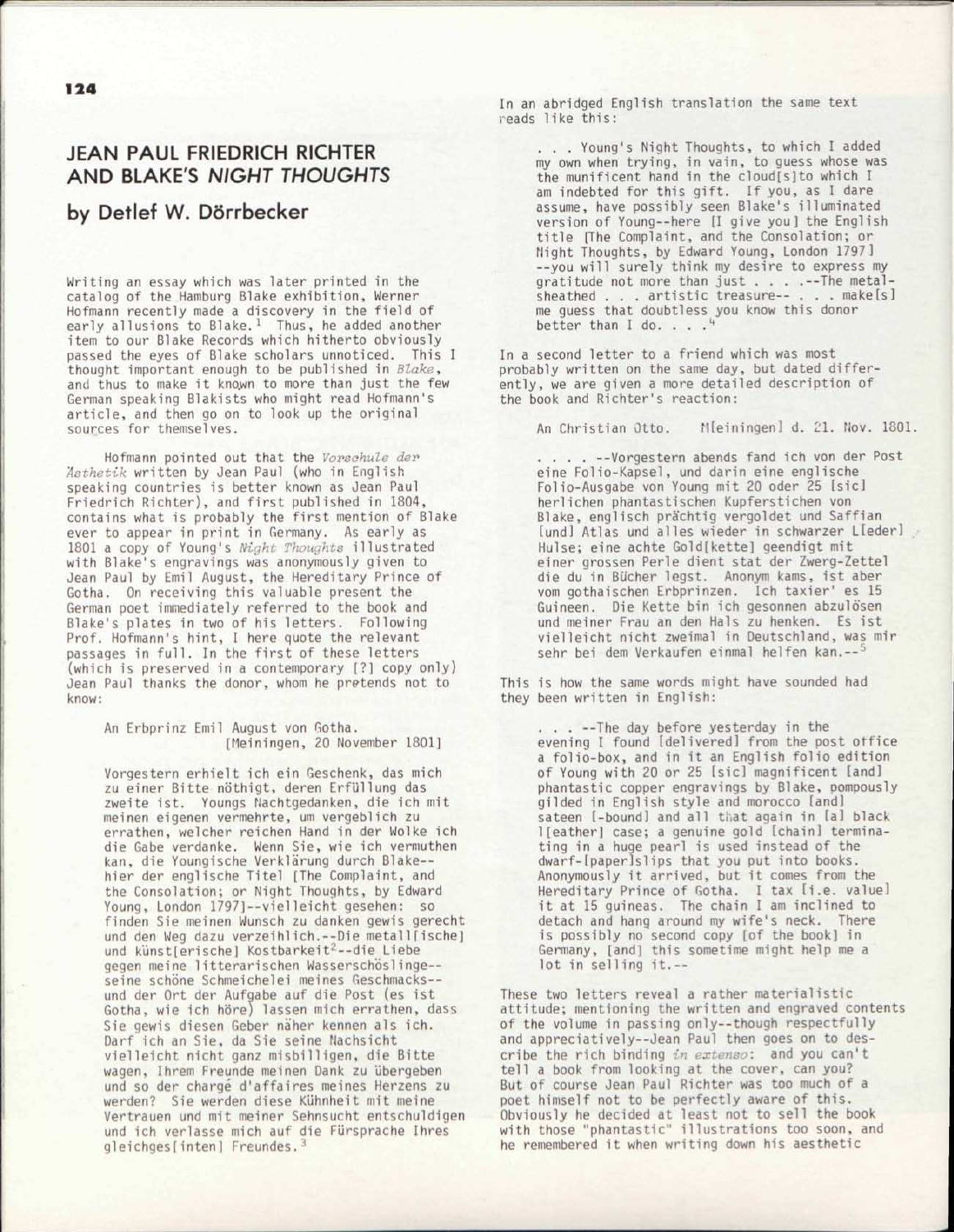## JEAN PAUL FRIEDRICH RICHTER AND BLAKE'S *NIGHT THOUGHTS*

### by Detlef W. Dörrbecker

Writing an essay which was later printed in the catalog of the Hamburg Blake exhibition, Werner Hofmann recently made a discovery in the field of early allusions to Blake.[1] Thus, he added another item to our Blake Records which hitherto obviously passed the eyes of Blake scholars unnoticed. This I thought important enough to be published in *Blake*, and thus to make it known to more than just the few German speaking Blakists who might read Hofmann's article, and then go on to look up the original sources for themselves.

Hofmann pointed out that the *Vorschule der Aesthetik* written by Jean Paul (who in English speaking countries is better known as Jean Paul Friedrich Richter), and first published in 1804, contains what is probably the first mention of Blake ever to appear in print in Germany. As early as 1801 a copy of Young's *Night Thoughts* illustrated with Blake's engravings was anonymously given to Jean Paul by Emil August, the Hereditary Prince of Gotha. On receiving this valuable present the German poet immediately referred to the book and Blake's plates in two of his letters. Following Prof. Hofmann's hint, I here quote the relevant passages in full. In the first of these letters (which is preserved in a contemporary [?] copy only) Jean Paul thanks the donor, whom he pretends not to know:

> An Erbprinz Emil August von Gotha. [Meiningen, 20 November 1801]
>
> Vorgestern erhielt ich ein Geschenk, das mich zu einer Bitte nöthigt, deren Erfüllung das zweite ist. Youngs Nachtgedanken, die ich mit meinen eigenen vermehrte, um vergeblich zu errathen, welcher reichen Hand in der Wolke ich die Gabe verdanke. Wenn Sie, wie ich vermuthen kan, die Youngische Verklärung durch Blake--hier der englische Titel [The Complaint, and the Consolation; or Night Thoughts, by Edward Young, London 1797]--vielleicht gesehen: so finden Sie meinen Wunsch zu danken gewis gerecht und den Weg dazu verzeihlich.--Die metall[ische] und künst[erische] Kostbarkeit[2]--die Liebe gegen meine litterarischen Wasserschöslinge--seine schöne Schmeichelei meines Geschmacks--und der Ort der Aufgabe auf die Post (es ist Gotha, wie ich höre) lassen mich errathen, dass Sie gewis diesen Geber näher kennen als ich. Darf ich an Sie, da Sie seine Nachsicht vielleicht nicht ganz misbilligen, die Bitte wagen, Ihrem Freunde meinen Dank zu übergeben und so der chargé d'affaires meines Herzens zu werden? Sie werden diese Kühnheit mit meine Vertrauen und mit meiner Sehnsucht entschuldigen und ich verlasse mich auf die Fürsprache Ihres gleichges[inten] Freundes.[3]

In an abridged English translation the same text reads like this:

> . . . Young's Night Thoughts, to which I added my own when trying, in vain, to guess whose was the munificent hand in the cloud[s]to which I am indebted for this gift. If you, as I dare assume, have possibly seen Blake's illuminated version of Young--here [I give you] the English title [The Complaint, and the Consolation; or Night Thoughts, by Edward Young, London 1797] --you will surely think my desire to express my gratitude not more than just . . . .--The metal-sheathed . . . artistic treasure-- . . . make[s] me guess that doubtless you know this donor better than I do. . . .[4]

In a second letter to a friend which was most probably written on the same day, but dated differently, we are given a more detailed description of the book and Richter's reaction:

> An Christian Otto. M[einingen] d. 21. Nov. 1801.
>
> . . . . --Vorgestern abends fand ich von der Post eine Folio-Kapsel, und darin eine englische Folio-Ausgabe von Young mit 20 oder 25 [sic] herlichen phantastischen Kupferstichen von Blake, englisch prächtig vergoldet und Saffian [und] Atlas und alles wieder in schwarzer L[eder] Hulse; eine achte Gold[kette] geendigt mit einer grossen Perle dient stat der Zwerg-Zettel die du in Bücher legst. Anonym kams, ist aber vom gothaischen Erbprinzen. Ich taxier' es 15 Guineen. Die Kette bin ich gesonnen abzulösen und meiner Frau an den Hals zu henken. Es ist vielleicht nicht zweimal in Deutschland, was mir sehr bei dem Verkaufen einmal helfen kan.--[5]

This is how the same words might have sounded had they been written in English:

> . . . --The day before yesterday in the evening I found [delivered] from the post office a folio-box, and in it an English folio edition of Young with 20 or 25 [sic] magnificent [and] phantastic copper engravings by Blake, pompously gilded in English style and morocco [and] sateen [-bound] and all that again in [a] black l[eather] case; a genuine gold [chain] terminating in a huge pearl is used instead of the dwarf-[paper]slips that you put into books. Anonymously it arrived, but it comes from the Hereditary Prince of Gotha. I tax [i.e. value] it at 15 guineas. The chain I am inclined to detach and hang around my wife's neck. There is possibly no second copy [of the book] in Germany, [and] this sometime might help me a lot in selling it.--

These two letters reveal a rather materialistic attitude; mentioning the written and engraved contents of the volume in passing only--though respectfully and appreciatively--Jean Paul then goes on to describe the rich binding *in extenso*: and you can't tell a book from looking at the cover, can you? But of course Jean Paul Richter was too much of a poet himself not to be perfectly aware of this. Obviously he decided at least not to sell the book with those "phantastic" illustrations too soon, and he remembered it when writing down his aesthetic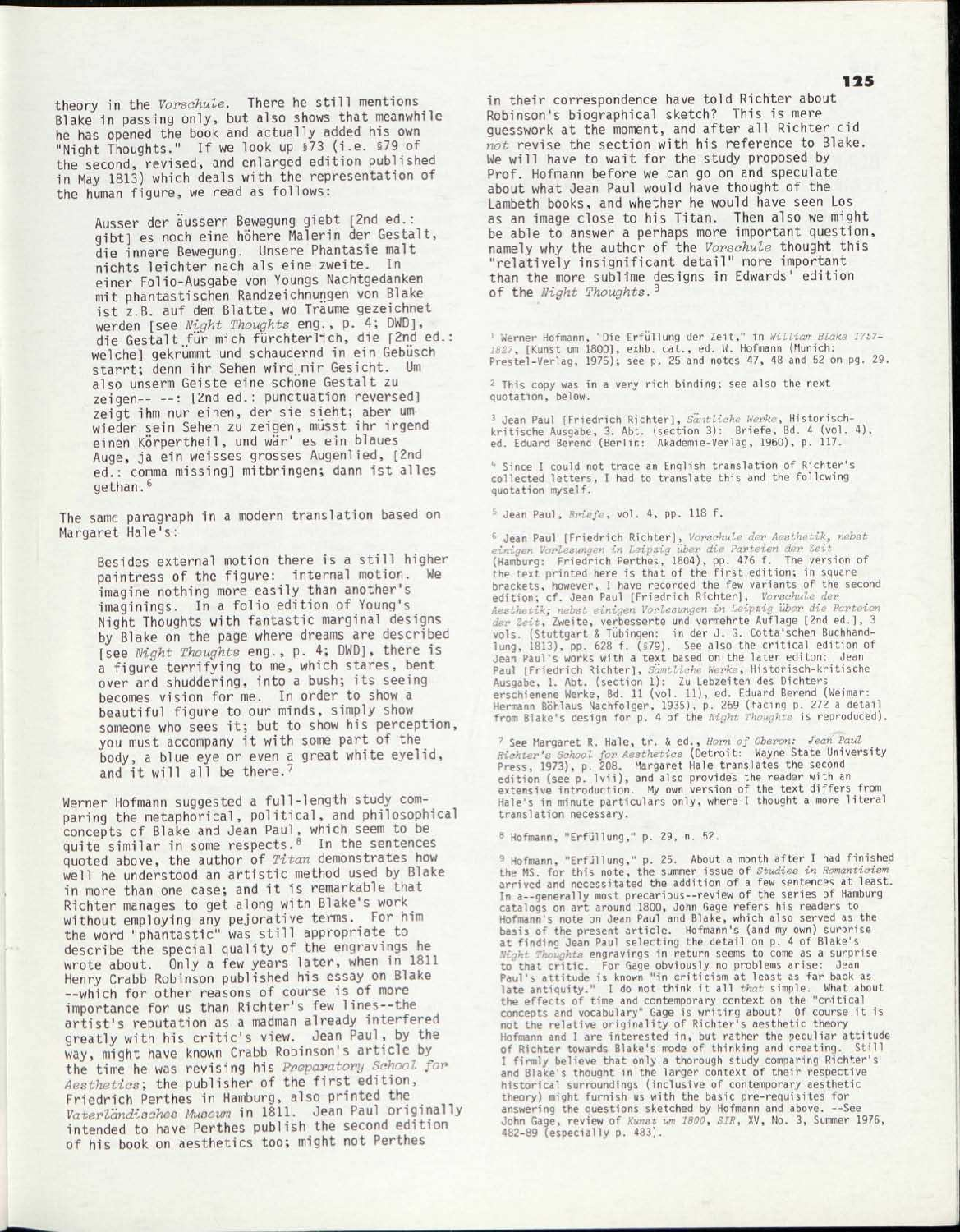theory in the *Vorschule*. There he still mentions Blake in passing only, but also shows that meanwhile he has opened the book and actually added his own "Night Thoughts." If we look up §73 (i.e. §79 of the second, revised, and enlarged edition published in May 1813) which deals with the representation of the human figure, we read as follows:

> Ausser der äussern Bewegung giebt [2nd ed.: gibt] es noch eine höhere Malerin der Gestalt, die innere Bewegung. Unsere Phantasie malt nichts leichter nach als eine zweite. In einer Folio-Ausgabe von Youngs Nachtgedanken mit phantastischen Randzeichnungen von Blake ist z.B. auf dem Blatte, wo Träume gezeichnet werden [see *Night Thoughts* eng., p. 4; DWD], die Gestalt für mich fürchterlich, die [2nd ed.: welche] gekrümmt und schaudernd in ein Gebüsch starrt; denn ihr Sehen wird mir Gesicht. Um also unserm Geiste eine schöne Gestalt zu zeigen-- --: [2nd ed.: punctuation reversed] zeigt ihm nur einen, der sie sieht; aber um wieder sein Sehen zu zeigen, müsst ihr irgend einen Körpertheil, und wär' es ein blaues Auge, ja ein weisses grosses Augenlied, [2nd ed.: comma missing] mitbringen; dann ist alles gethan.[6]

The same paragraph in a modern translation based on Margaret Hale's:

> Besides external motion there is a still higher paintress of the figure: internal motion. We imagine nothing more easily than another's imaginings. In a folio edition of Young's Night Thoughts with fantastic marginal designs by Blake on the page where dreams are described [see *Night Thoughts* eng., p. 4; DWD], there is a figure terrifying to me, which stares, bent over and shuddering, into a bush; its seeing becomes vision for me. In order to show a beautiful figure to our minds, simply show someone who sees it; but to show his perception, you must accompany it with some part of the body, a blue eye or even a great white eyelid, and it will all be there.[7]

Werner Hofmann suggested a full-length study comparing the metaphorical, political, and philosophical concepts of Blake and Jean Paul, which seem to be quite similar in some respects.[8] In the sentences quoted above, the author of *Titan* demonstrates how well he understood an artistic method used by Blake in more than one case; and it is remarkable that Richter manages to get along with Blake's work without employing any pejorative terms. For him the word "phantastic" was still appropriate to describe the special quality of the engravings he wrote about. Only a few years later, when in 1811 Henry Crabb Robinson published his essay on Blake --which for other reasons of course is of more importance for us than Richter's few lines--the artist's reputation as a madman already interfered greatly with his critic's view. Jean Paul, by the way, might have known Crabb Robinson's article by the time he was revising his *Preparatory School for Aesthetics*; the publisher of the first edition, Friedrich Perthes in Hamburg, also printed the *Vaterländisches Museum* in 1811. Jean Paul originally intended to have Perthes publish the second edition of his book on aesthetics too; might not Perthes in their correspondence have told Richter about Robinson's biographical sketch? This is mere guesswork at the moment, and after all Richter did *not* revise the section with his reference to Blake. We will have to wait for the study proposed by Prof. Hofmann before we can go on and speculate about what Jean Paul would have thought of the Lambeth books, and whether he would have seen Los as an image close to his Titan. Then also we might be able to answer a perhaps more important question, namely why the author of the *Vorschule* thought this "relatively insignificant detail" more important than the more sublime designs in Edwards' edition of the *Night Thoughts*.[9]

---

[1] Werner Hofmann, "Die Erfüllung der Zeit," in *William Blake 1757-1827*, [Kunst um 1800], exhb. cat., ed. W. Hofmann (Munich: Prestel-Verlag, 1975); see p. 25 and notes 47, 48 and 52 on pg. 29.

[2] This copy was in a very rich binding; see also the next quotation, below.

[3] Jean Paul [Friedrich Richter], *Sämtliche Werke*, Historisch-kritische Ausgabe, 3. Abt. (section 3): Briefe, Bd. 4 (vol. 4), ed. Eduard Berend (Berlin: Akademie-Verlag, 1960), p. 117.

[4] Since I could not trace an English translation of Richter's collected letters, I had to translate this and the following quotation myself.

[5] Jean Paul, *Briefe*, vol. 4, pp. 118 f.

[6] Jean Paul [Friedrich Richter], *Vorschule der Aesthetik, nebst einigen Vorlesungen in Leipzig über die Parteien der Zeit* (Hamburg: Friedrich Perthes, 1804), pp. 476 f. The version of the text printed here is that of the first edition; in square brackets, however, I have recorded the few variants of the second edition; cf. Jean Paul [Friedrich Richter], *Vorschule der Aesthetik; nebst einigen Vorlesungen in Leipzig über die Parteien der Zeit*, Zweite, verbesserte und vermehrte Auflage [2nd ed.], 3 vols. (Stuttgart & Tübingen: in der J. G. Cotta'schen Buchhandlung, 1813), pp. 628 f. (§79). See also the critical edition of Jean Paul's works with a text based on the later editon: Jean Paul [Friedrich Richter], *Sämtliche Werke*, Historisch-kritische Ausgabe, 1. Abt. (section 1): Zu Lebzeiten des Dichters erschienene Werke, Bd. 11 (vol. 11), ed. Eduard Berend (Weimar: Hermann Böhlaus Nachfolger, 1935), p. 269 (facing p. 272 a detail from Blake's design for p. 4 of the *Night Thoughts* is reproduced).

[7] See Margaret R. Hale, tr. & ed., *Horn of Oberon: Jean Paul Richter's School for Aesthetics* (Detroit: Wayne State University Press, 1973), p. 208. Margaret Hale translates the second edition (see p. lvii), and also provides the reader with an extensive introduction. My own version of the text differs from Hale's in minute particulars only, where I thought a more literal translation necessary.

[8] Hofmann, "Erfüllung," p. 29, n. 52.

[9] Hofmann, "Erfüllung," p. 25. About a month after I had finished the MS. for this note, the summer issue of *Studies in Romanticism* arrived and necessitated the addition of a few sentences at least. In a--generally most precarious--review of the series of Hamburg catalogs on art around 1800, John Gage refers his readers to Hofmann's note on Jean Paul and Blake, which also served as the basis of the present article. Hofmann's (and my own) surprise at finding Jean Paul selecting the detail on p. 4 of Blake's *Night Thoughts* engravings in return seems to come as a surprise to that critic. For Gage obviously no problems arise: Jean Paul's attitude is known "in criticism at least as far back as late antiquity." I do not think it all *that* simple. What about the effects of time and contemporary context on the "critical concepts and vocabulary" Gage is writing about? Of course it is not the relative originality of Richter's aesthetic theory Hofmann and I are interested in, but rather the peculiar attitude of Richter towards Blake's mode of thinking and creating. Still I firmly believe that only a thorough study comparing Richter's and Blake's thought in the larger context of their respective historical surroundings (inclusive of contemporary aesthetic theory) might furnish us with the basic pre-requisites for answering the questions sketched by Hofmann and above. --See John Gage, review of *Kunst um 1800*, *SIR*, XV, No. 3, Summer 1976, 482-89 (especially p. 483).